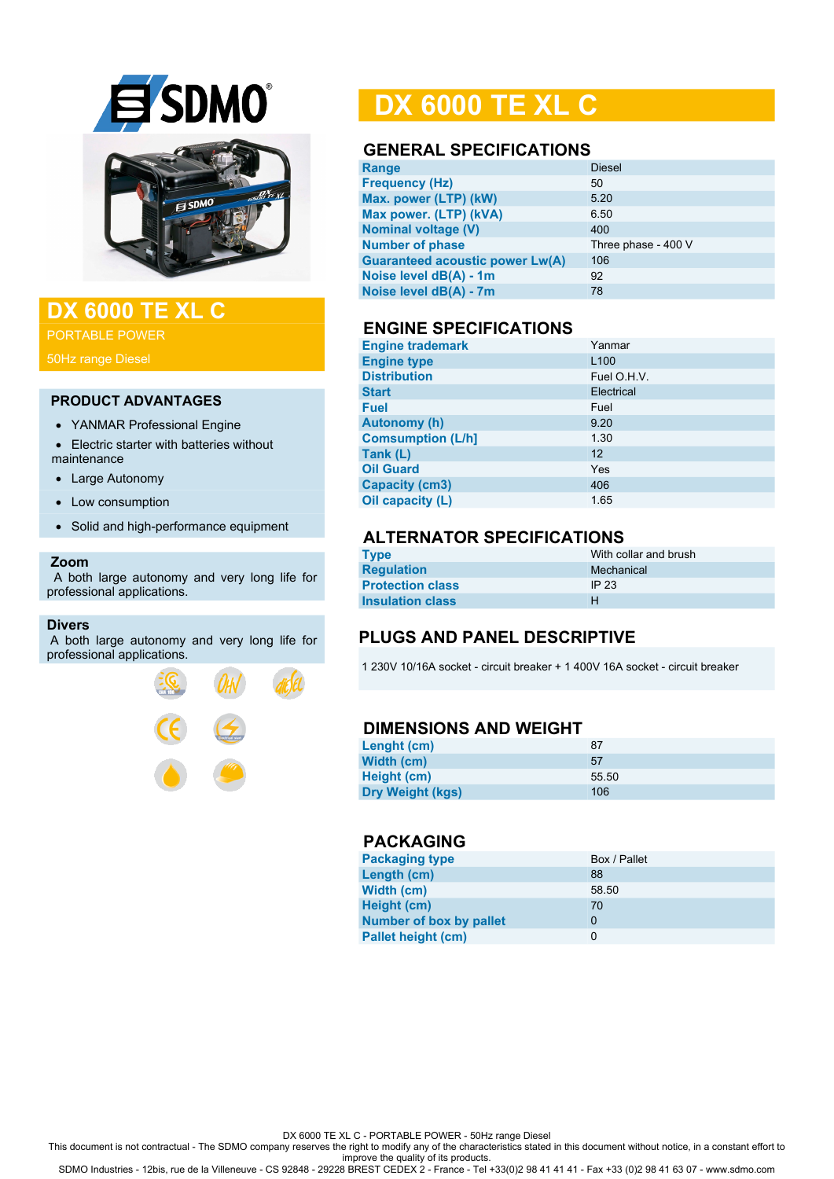# DX 6000 TE XL C

PORTABLE POWER

50Hz range Diesel

## PRODUCT ADVANTAGES

- YANMAR Professional Engine
- Electric starter with batteries without maintenance
- Large Autonomy
- Low consumption
- Solid and high-performance equipment

### Zoom

A both large autonomy and very long life for professional applications.

### Divers

A both large autonomy and very long life for professional applications.

# DX 6000 TE XL C

## GENERAL SPECIFICATIONS

| | |
|---|---|
| **Range** | Diesel |
| **Frequency (Hz)** | 50 |
| **Max. power (LTP) (kW)** | 5.20 |
| **Max power. (LTP) (kVA)** | 6.50 |
| **Nominal voltage (V)** | 400 |
| **Number of phase** | Three phase - 400 V |
| **Guaranteed acoustic power Lw(A)** | 106 |
| **Noise level dB(A) - 1m** | 92 |
| **Noise level dB(A) - 7m** | 78 |

## ENGINE SPECIFICATIONS

| | |
|---|---|
| **Engine trademark** | Yanmar |
| **Engine type** | L100 |
| **Distribution** | Fuel O.H.V. |
| **Start** | Electrical |
| **Fuel** | Fuel |
| **Autonomy (h)** | 9.20 |
| **Comsumption (L/h]** | 1.30 |
| **Tank (L)** | 12 |
| **Oil Guard** | Yes |
| **Capacity (cm3)** | 406 |
| **Oil capacity (L)** | 1.65 |

## ALTERNATOR SPECIFICATIONS

| | |
|---|---|
| **Type** | With collar and brush |
| **Regulation** | Mechanical |
| **Protection class** | IP 23 |
| **Insulation class** | H |

## PLUGS AND PANEL DESCRIPTIVE

1 230V 10/16A socket - circuit breaker + 1 400V 16A socket - circuit breaker

## DIMENSIONS AND WEIGHT

| | |
|---|---|
| **Lenght (cm)** | 87 |
| **Width (cm)** | 57 |
| **Height (cm)** | 55.50 |
| **Dry Weight (kgs)** | 106 |

## PACKAGING

| | |
|---|---|
| **Packaging type** | Box / Pallet |
| **Length (cm)** | 88 |
| **Width (cm)** | 58.50 |
| **Height (cm)** | 70 |
| **Number of box by pallet** | 0 |
| **Pallet height (cm)** | 0 |

DX 6000 TE XL C - PORTABLE POWER - 50Hz range Diesel

This document is not contractual - The SDMO company reserves the right to modify any of the characteristics stated in this document without notice, in a constant effort to improve the quality of its products.

SDMO Industries - 12bis, rue de la Villeneuve - CS 92848 - 29228 BREST CEDEX 2 - France - Tel +33(0)2 98 41 41 41 - Fax +33 (0)2 98 41 63 07 - www.sdmo.com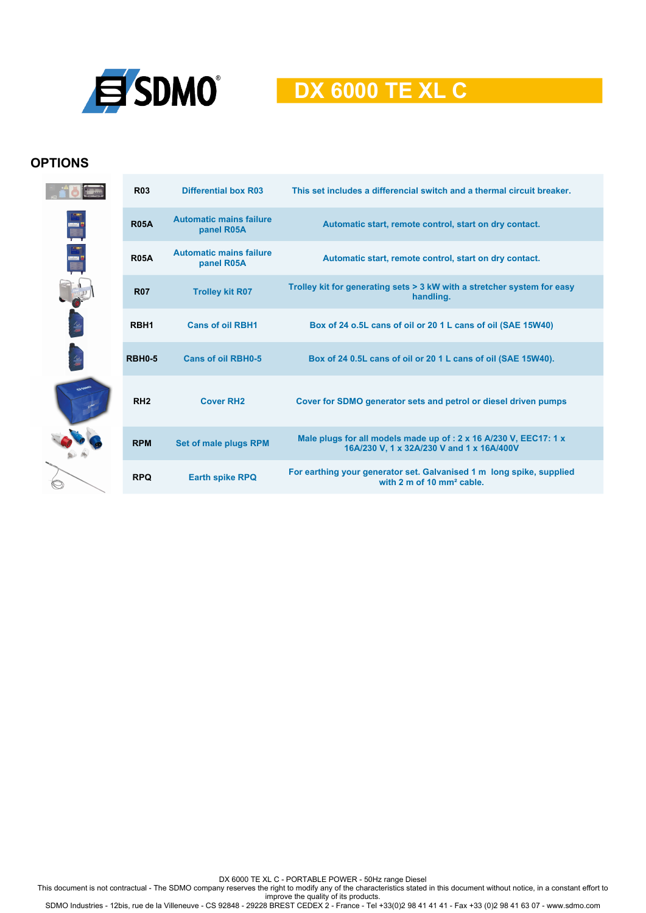# DX 6000 TE XL C

## OPTIONS

| | | |
|---|---|---|
| R03 | Differential box R03 | This set includes a differencial switch and a thermal circuit breaker. |
| R05A | Automatic mains failure panel R05A | Automatic start, remote control, start on dry contact. |
| R05A | Automatic mains failure panel R05A | Automatic start, remote control, start on dry contact. |
| R07 | Trolley kit R07 | Trolley kit for generating sets > 3 kW with a stretcher system for easy handling. |
| RBH1 | Cans of oil RBH1 | Box of 24 o.5L cans of oil or 20 1 L cans of oil (SAE 15W40) |
| RBH0-5 | Cans of oil RBH0-5 | Box of 24 0.5L cans of oil or 20 1 L cans of oil (SAE 15W40). |
| RH2 | Cover RH2 | Cover for SDMO generator sets and petrol or diesel driven pumps |
| RPM | Set of male plugs RPM | Male plugs for all models made up of : 2 x 16 A/230 V, EEC17: 1 x 16A/230 V, 1 x 32A/230 V and 1 x 16A/400V |
| RPQ | Earth spike RPQ | For earthing your generator set. Galvanised 1 m long spike, supplied with 2 m of 10 mm² cable. |

DX 6000 TE XL C - PORTABLE POWER - 50Hz range Diesel

This document is not contractual - The SDMO company reserves the right to modify any of the characteristics stated in this document without notice, in a constant effort to improve the quality of its products.

SDMO Industries - 12bis, rue de la Villeneuve - CS 92848 - 29228 BREST CEDEX 2 - France - Tel +33(0)2 98 41 41 41 - Fax +33 (0)2 98 41 63 07 - www.sdmo.com